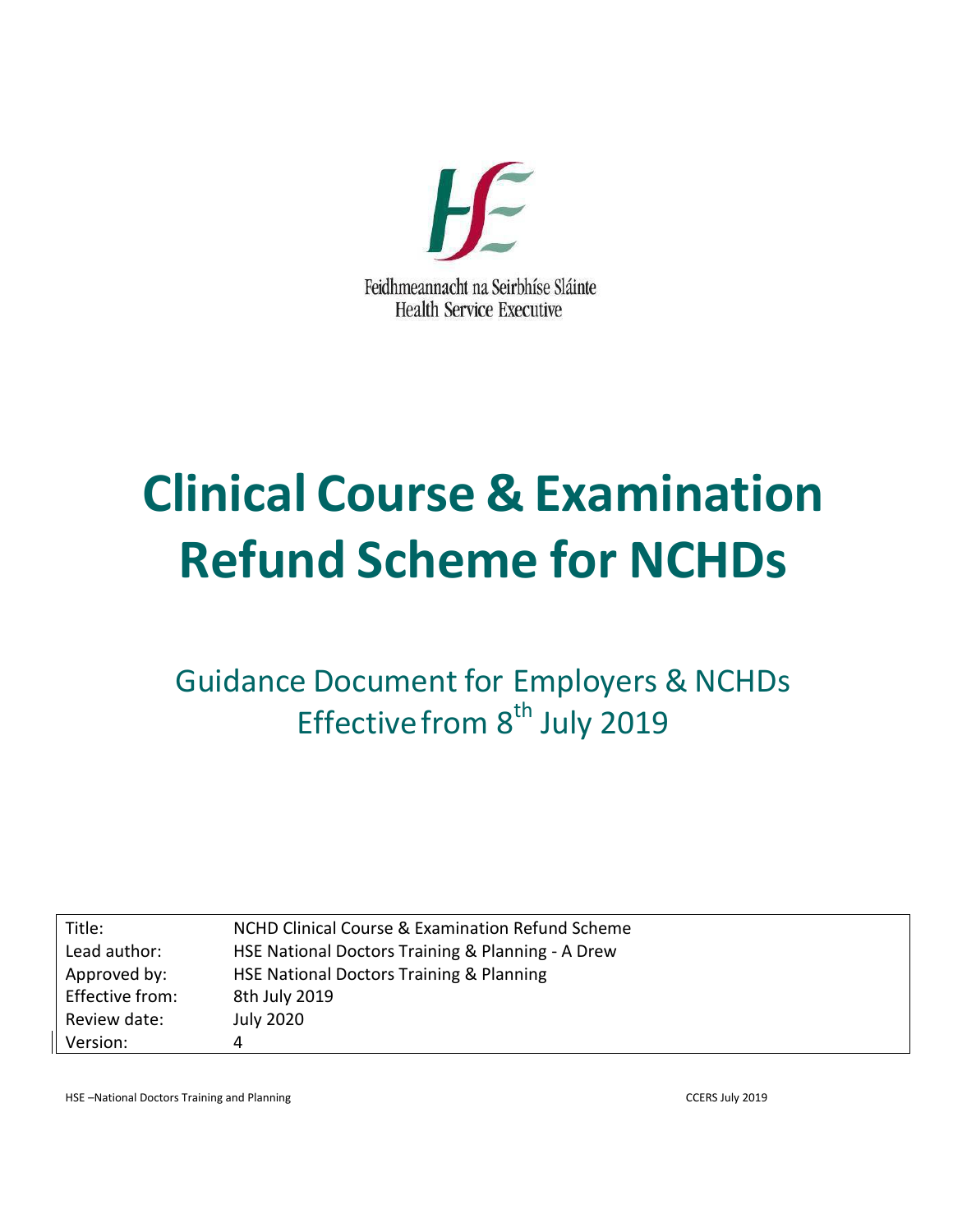Feidhmeannacht na Seirbhíse Sláinte
Health Service Executive

# Clinical Course & Examination Refund Scheme for NCHDs

## Guidance Document for Employers & NCHDs
## Effective from 8th July 2019

| | |
|---|---|
| Title: | NCHD Clinical Course & Examination Refund Scheme |
| Lead author: | HSE National Doctors Training & Planning - A Drew |
| Approved by: | HSE National Doctors Training & Planning |
| Effective from: | 8th July 2019 |
| Review date: | July 2020 |
| Version: | 4 |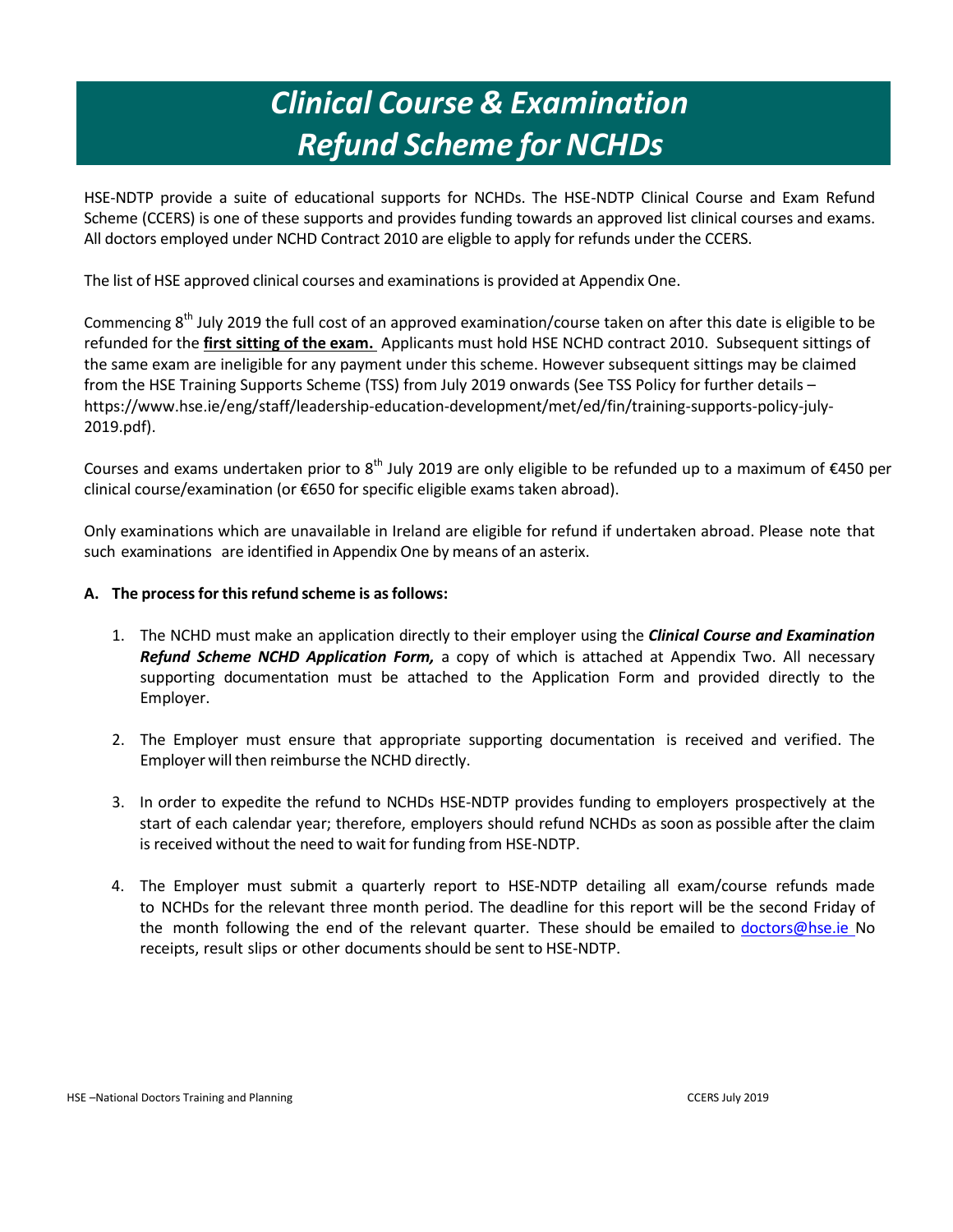# *Clinical Course & Examination Refund Scheme for NCHDs*

HSE-NDTP provide a suite of educational supports for NCHDs. The HSE-NDTP Clinical Course and Exam Refund Scheme (CCERS) is one of these supports and provides funding towards an approved list clinical courses and exams. All doctors employed under NCHD Contract 2010 are eligble to apply for refunds under the CCERS.

The list of HSE approved clinical courses and examinations is provided at Appendix One.

Commencing 8th July 2019 the full cost of an approved examination/course taken on after this date is eligible to be refunded for the **first sitting of the exam.** Applicants must hold HSE NCHD contract 2010. Subsequent sittings of the same exam are ineligible for any payment under this scheme. However subsequent sittings may be claimed from the HSE Training Supports Scheme (TSS) from July 2019 onwards (See TSS Policy for further details – https://www.hse.ie/eng/staff/leadership-education-development/met/ed/fin/training-supports-policy-july-2019.pdf).

Courses and exams undertaken prior to 8th July 2019 are only eligible to be refunded up to a maximum of €450 per clinical course/examination (or €650 for specific eligible exams taken abroad).

Only examinations which are unavailable in Ireland are eligible for refund if undertaken abroad. Please note that such examinations are identified in Appendix One by means of an asterix.

**A. The process for this refund scheme is as follows:**

1. The NCHD must make an application directly to their employer using the ***Clinical Course and Examination Refund Scheme NCHD Application Form,*** a copy of which is attached at Appendix Two. All necessary supporting documentation must be attached to the Application Form and provided directly to the Employer.

2. The Employer must ensure that appropriate supporting documentation is received and verified. The Employer will then reimburse the NCHD directly.

3. In order to expedite the refund to NCHDs HSE-NDTP provides funding to employers prospectively at the start of each calendar year; therefore, employers should refund NCHDs as soon as possible after the claim is received without the need to wait for funding from HSE-NDTP.

4. The Employer must submit a quarterly report to HSE-NDTP detailing all exam/course refunds made to NCHDs for the relevant three month period. The deadline for this report will be the second Friday of the month following the end of the relevant quarter. These should be emailed to doctors@hse.ie No receipts, result slips or other documents should be sent to HSE-NDTP.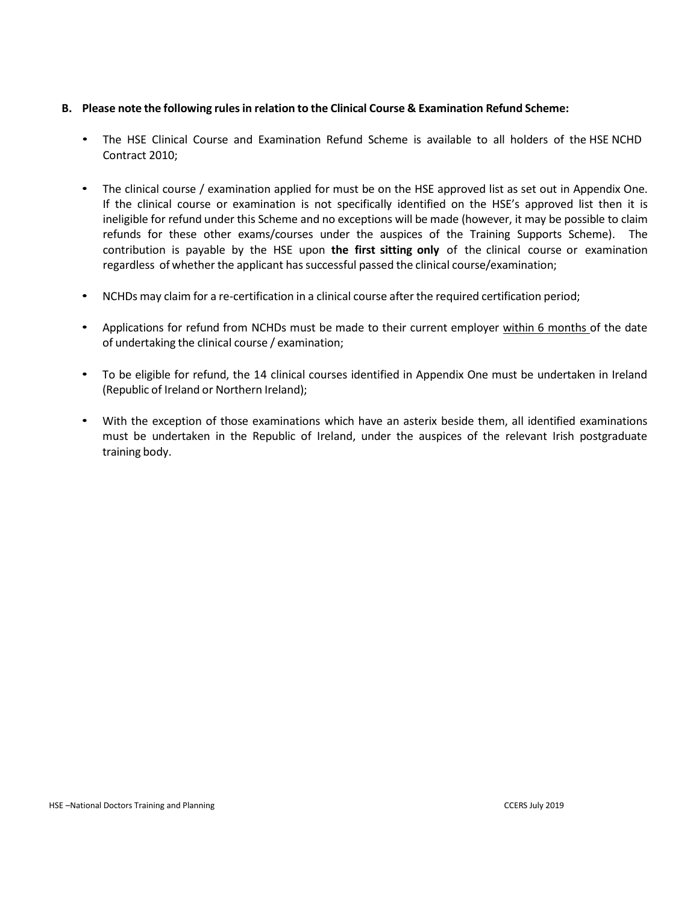**B. Please note the following rules in relation to the Clinical Course & Examination Refund Scheme:**

- The HSE Clinical Course and Examination Refund Scheme is available to all holders of the HSE NCHD Contract 2010;

- The clinical course / examination applied for must be on the HSE approved list as set out in Appendix One. If the clinical course or examination is not specifically identified on the HSE's approved list then it is ineligible for refund under this Scheme and no exceptions will be made (however, it may be possible to claim refunds for these other exams/courses under the auspices of the Training Supports Scheme). The contribution is payable by the HSE upon **the first sitting only** of the clinical course or examination regardless of whether the applicant has successful passed the clinical course/examination;

- NCHDs may claim for a re-certification in a clinical course after the required certification period;

- Applications for refund from NCHDs must be made to their current employer <u>within 6 months</u> of the date of undertaking the clinical course / examination;

- To be eligible for refund, the 14 clinical courses identified in Appendix One must be undertaken in Ireland (Republic of Ireland or Northern Ireland);

- With the exception of those examinations which have an asterix beside them, all identified examinations must be undertaken in the Republic of Ireland, under the auspices of the relevant Irish postgraduate training body.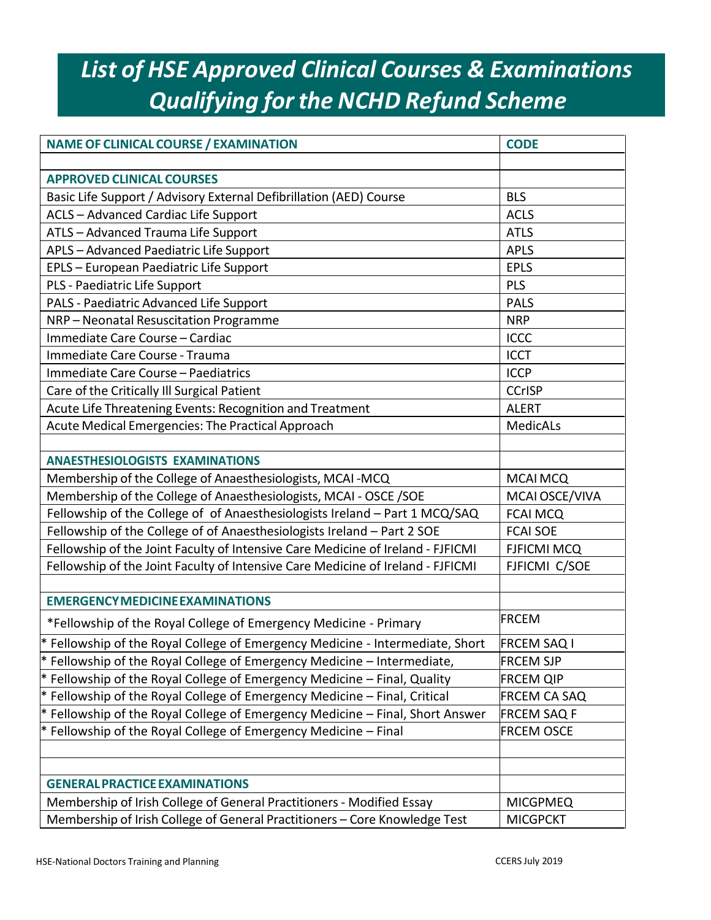# *List of HSE Approved Clinical Courses & Examinations Qualifying for the NCHD Refund Scheme*

| NAME OF CLINICAL COURSE / EXAMINATION | CODE |
|---|---|
| | |
| **APPROVED CLINICAL COURSES** | |
| Basic Life Support / Advisory External Defibrillation (AED) Course | BLS |
| ACLS – Advanced Cardiac Life Support | ACLS |
| ATLS – Advanced Trauma Life Support | ATLS |
| APLS – Advanced Paediatric Life Support | APLS |
| EPLS – European Paediatric Life Support | EPLS |
| PLS - Paediatric Life Support | PLS |
| PALS - Paediatric Advanced Life Support | PALS |
| NRP – Neonatal Resuscitation Programme | NRP |
| Immediate Care Course – Cardiac | ICCC |
| Immediate Care Course - Trauma | ICCT |
| Immediate Care Course – Paediatrics | ICCP |
| Care of the Critically Ill Surgical Patient | CCrISP |
| Acute Life Threatening Events: Recognition and Treatment | ALERT |
| Acute Medical Emergencies: The Practical Approach | MedicALs |
| | |
| **ANAESTHESIOLOGISTS EXAMINATIONS** | |
| Membership of the College of Anaesthesiologists, MCAI -MCQ | MCAI MCQ |
| Membership of the College of Anaesthesiologists, MCAI - OSCE /SOE | MCAI OSCE/VIVA |
| Fellowship of the College of of Anaesthesiologists Ireland – Part 1 MCQ/SAQ | FCAI MCQ |
| Fellowship of the College of of Anaesthesiologists Ireland – Part 2 SOE | FCAI SOE |
| Fellowship of the Joint Faculty of Intensive Care Medicine of Ireland - FJFICMI | FJFICMI MCQ |
| Fellowship of the Joint Faculty of Intensive Care Medicine of Ireland - FJFICMI | FJFICMI C/SOE |
| | |
| **EMERGENCY MEDICINE EXAMINATIONS** | |
| *Fellowship of the Royal College of Emergency Medicine - Primary | FRCEM |
| * Fellowship of the Royal College of Emergency Medicine - Intermediate, Short | FRCEM SAQ I |
| * Fellowship of the Royal College of Emergency Medicine – Intermediate, | FRCEM SJP |
| * Fellowship of the Royal College of Emergency Medicine – Final, Quality | FRCEM QIP |
| * Fellowship of the Royal College of Emergency Medicine – Final, Critical | FRCEM CA SAQ |
| * Fellowship of the Royal College of Emergency Medicine – Final, Short Answer | FRCEM SAQ F |
| * Fellowship of the Royal College of Emergency Medicine – Final | FRCEM OSCE |
| | |
| | |
| **GENERAL PRACTICE EXAMINATIONS** | |
| Membership of Irish College of General Practitioners - Modified Essay | MICGPMEQ |
| Membership of Irish College of General Practitioners – Core Knowledge Test | MICGPCKT |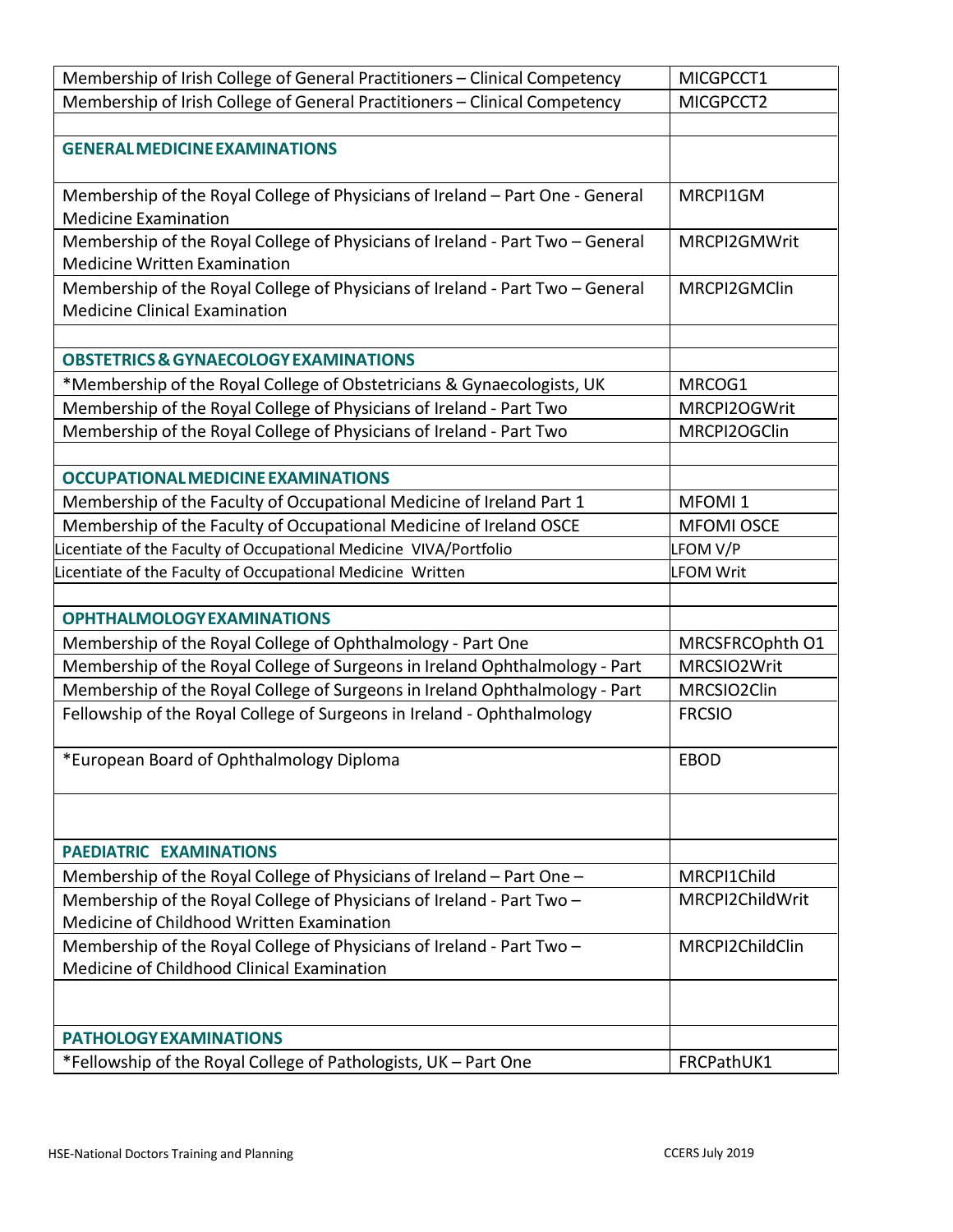| | |
|---|---|
| Membership of Irish College of General Practitioners – Clinical Competency | MICGPCCT1 |
| Membership of Irish College of General Practitioners – Clinical Competency | MICGPCCT2 |
| | |
| **GENERAL MEDICINE EXAMINATIONS** | |
| Membership of the Royal College of Physicians of Ireland – Part One - General Medicine Examination | MRCPI1GM |
| Membership of the Royal College of Physicians of Ireland - Part Two – General Medicine Written Examination | MRCPI2GMWrit |
| Membership of the Royal College of Physicians of Ireland - Part Two – General Medicine Clinical Examination | MRCPI2GMClin |
| | |
| **OBSTETRICS & GYNAECOLOGY EXAMINATIONS** | |
| *Membership of the Royal College of Obstetricians & Gynaecologists, UK | MRCOG1 |
| Membership of the Royal College of Physicians of Ireland - Part Two | MRCPI2OGWrit |
| Membership of the Royal College of Physicians of Ireland - Part Two | MRCPI2OGClin |
| | |
| **OCCUPATIONAL MEDICINE EXAMINATIONS** | |
| Membership of the Faculty of Occupational Medicine of Ireland Part 1 | MFOMI 1 |
| Membership of the Faculty of Occupational Medicine of Ireland OSCE | MFOMI OSCE |
| Licentiate of the Faculty of Occupational Medicine VIVA/Portfolio | LFOM V/P |
| Licentiate of the Faculty of Occupational Medicine Written | LFOM Writ |
| | |
| **OPHTHALMOLOGY EXAMINATIONS** | |
| Membership of the Royal College of Ophthalmology - Part One | MRCSFRCOphth O1 |
| Membership of the Royal College of Surgeons in Ireland Ophthalmology - Part | MRCSIO2Writ |
| Membership of the Royal College of Surgeons in Ireland Ophthalmology - Part | MRCSIO2Clin |
| Fellowship of the Royal College of Surgeons in Ireland - Ophthalmology | FRCSIO |
| *European Board of Ophthalmology Diploma | EBOD |
| | |
| **PAEDIATRIC EXAMINATIONS** | |
| Membership of the Royal College of Physicians of Ireland – Part One – | MRCPI1Child |
| Membership of the Royal College of Physicians of Ireland - Part Two – Medicine of Childhood Written Examination | MRCPI2ChildWrit |
| Membership of the Royal College of Physicians of Ireland - Part Two – Medicine of Childhood Clinical Examination | MRCPI2ChildClin |
| | |
| **PATHOLOGY EXAMINATIONS** | |
| *Fellowship of the Royal College of Pathologists, UK – Part One | FRCPathUK1 |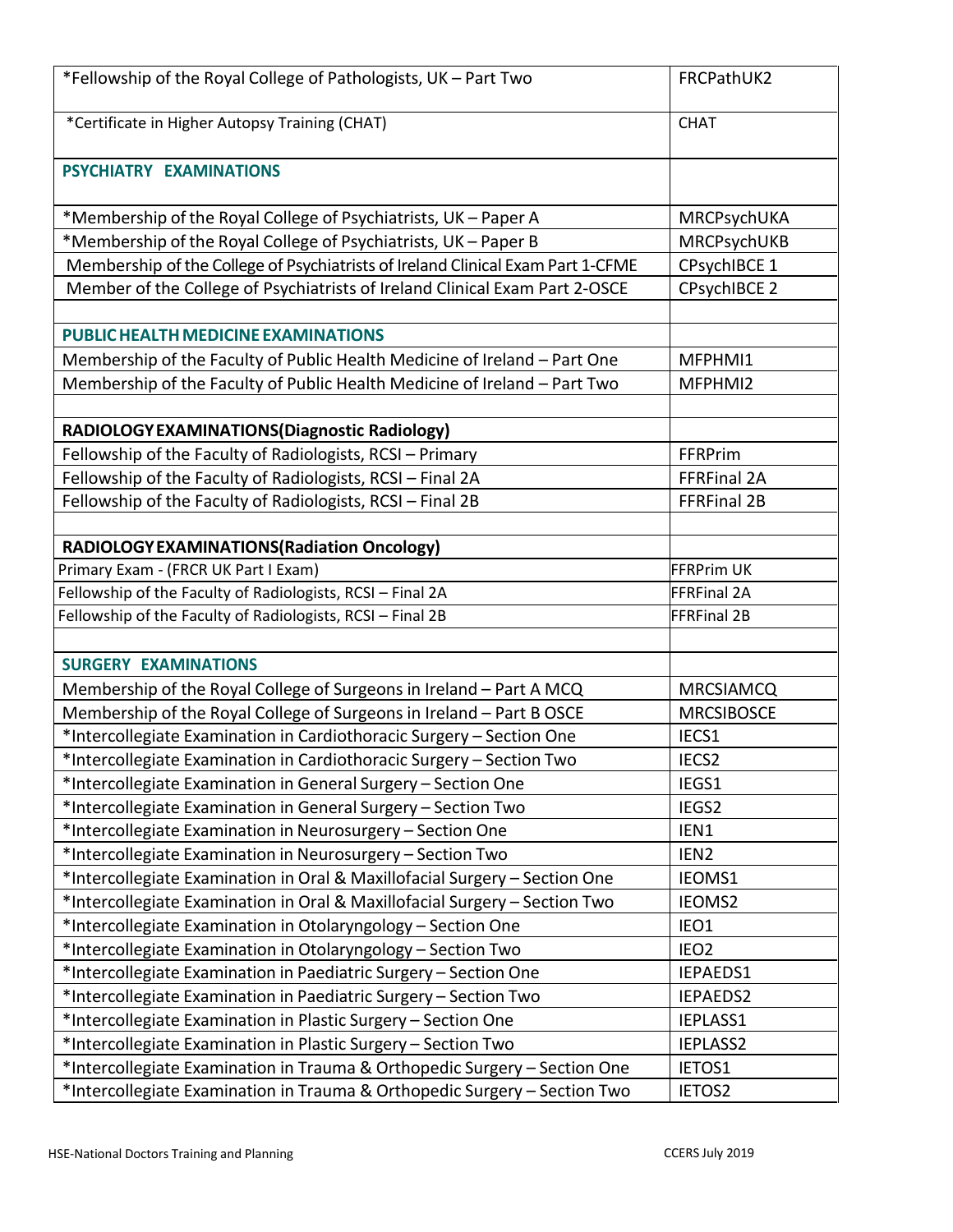| | |
|---|---|
| *Fellowship of the Royal College of Pathologists, UK – Part Two | FRCPathUK2 |
| *Certificate in Higher Autopsy Training (CHAT) | CHAT |
| **PSYCHIATRY EXAMINATIONS** | |
| *Membership of the Royal College of Psychiatrists, UK – Paper A | MRCPsychUKA |
| *Membership of the Royal College of Psychiatrists, UK – Paper B | MRCPsychUKB |
| Membership of the College of Psychiatrists of Ireland Clinical Exam Part 1-CFME | CPsychIBCE 1 |
| Member of the College of Psychiatrists of Ireland Clinical Exam Part 2-OSCE | CPsychIBCE 2 |
| | |
| **PUBLIC HEALTH MEDICINE EXAMINATIONS** | |
| Membership of the Faculty of Public Health Medicine of Ireland – Part One | MFPHMI1 |
| Membership of the Faculty of Public Health Medicine of Ireland – Part Two | MFPHMI2 |
| | |
| **RADIOLOGY EXAMINATIONS(Diagnostic Radiology)** | |
| Fellowship of the Faculty of Radiologists, RCSI – Primary | FFRPrim |
| Fellowship of the Faculty of Radiologists, RCSI – Final 2A | FFRFinal 2A |
| Fellowship of the Faculty of Radiologists, RCSI – Final 2B | FFRFinal 2B |
| | |
| **RADIOLOGY EXAMINATIONS(Radiation Oncology)** | |
| Primary Exam - (FRCR UK Part I Exam) | FFRPrim UK |
| Fellowship of the Faculty of Radiologists, RCSI – Final 2A | FFRFinal 2A |
| Fellowship of the Faculty of Radiologists, RCSI – Final 2B | FFRFinal 2B |
| | |
| **SURGERY EXAMINATIONS** | |
| Membership of the Royal College of Surgeons in Ireland – Part A MCQ | MRCSIAMCQ |
| Membership of the Royal College of Surgeons in Ireland – Part B OSCE | MRCSIBOSCE |
| *Intercollegiate Examination in Cardiothoracic Surgery – Section One | IECS1 |
| *Intercollegiate Examination in Cardiothoracic Surgery – Section Two | IECS2 |
| *Intercollegiate Examination in General Surgery – Section One | IEGS1 |
| *Intercollegiate Examination in General Surgery – Section Two | IEGS2 |
| *Intercollegiate Examination in Neurosurgery – Section One | IEN1 |
| *Intercollegiate Examination in Neurosurgery – Section Two | IEN2 |
| *Intercollegiate Examination in Oral & Maxillofacial Surgery – Section One | IEOMS1 |
| *Intercollegiate Examination in Oral & Maxillofacial Surgery – Section Two | IEOMS2 |
| *Intercollegiate Examination in Otolaryngology – Section One | IEO1 |
| *Intercollegiate Examination in Otolaryngology – Section Two | IEO2 |
| *Intercollegiate Examination in Paediatric Surgery – Section One | IEPAEDS1 |
| *Intercollegiate Examination in Paediatric Surgery – Section Two | IEPAEDS2 |
| *Intercollegiate Examination in Plastic Surgery – Section One | IEPLASS1 |
| *Intercollegiate Examination in Plastic Surgery – Section Two | IEPLASS2 |
| *Intercollegiate Examination in Trauma & Orthopedic Surgery – Section One | IETOS1 |
| *Intercollegiate Examination in Trauma & Orthopedic Surgery – Section Two | IETOS2 |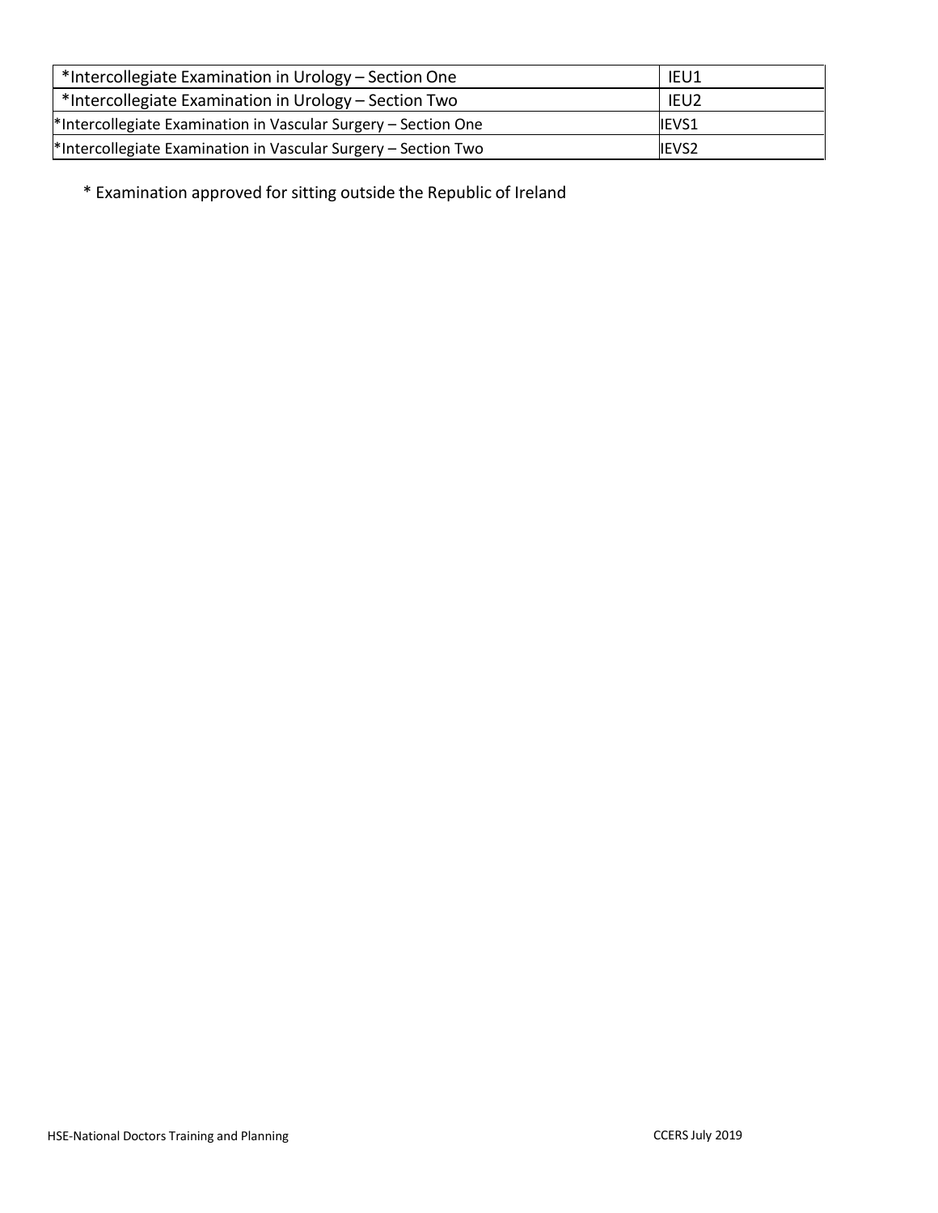| *Intercollegiate Examination in Urology – Section One | IEU1 |
|---|---|
| *Intercollegiate Examination in Urology – Section Two | IEU2 |
| *Intercollegiate Examination in Vascular Surgery – Section One | IEVS1 |
| *Intercollegiate Examination in Vascular Surgery – Section Two | IEVS2 |

* Examination approved for sitting outside the Republic of Ireland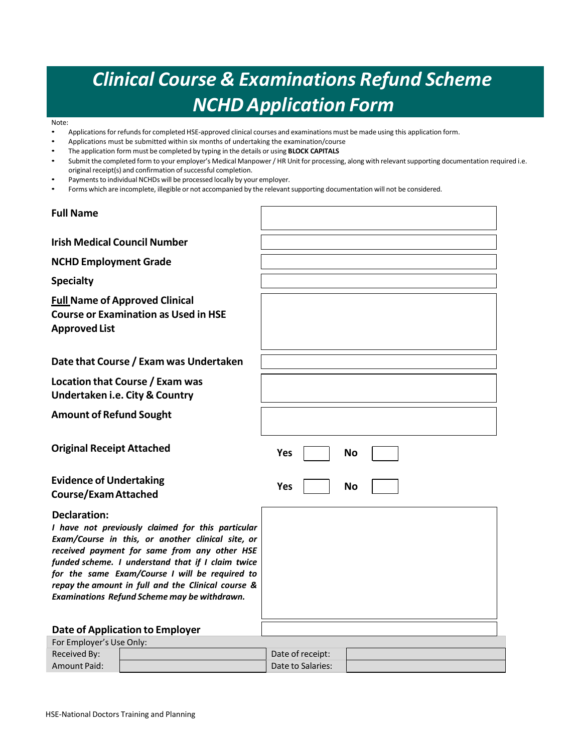# *Clinical Course & Examinations Refund Scheme NCHD Application Form*

Note:

- Applications for refunds for completed HSE-approved clinical courses and examinations must be made using this application form.
- Applications must be submitted within six months of undertaking the examination/course
- The application form must be completed by typing in the details or using **BLOCK CAPITALS**
- Submit the completed form to your employer's Medical Manpower / HR Unit for processing, along with relevant supporting documentation required i.e. original receipt(s) and confirmation of successful completion.
- Payments to individual NCHDs will be processed locally by your employer.
- Forms which are incomplete, illegible or not accompanied by the relevant supporting documentation will not be considered.

| | |
|---|---|
| **Full Name** | |
| **Irish Medical Council Number** | |
| **NCHD Employment Grade** | |
| **Specialty** | |
| **Full Name of Approved Clinical Course or Examination as Used in HSE Approved List** | |
| **Date that Course / Exam was Undertaken** | |
| **Location that Course / Exam was Undertaken i.e. City & Country** | |
| **Amount of Refund Sought** | |
| **Original Receipt Attached** | **Yes** ☐ **No** ☐ |
| **Evidence of Undertaking Course/Exam Attached** | **Yes** ☐ **No** ☐ |
| **Declaration:** ***I have not previously claimed for this particular Exam/Course in this, or another clinical site, or received payment for same from any other HSE funded scheme. I understand that if I claim twice for the same Exam/Course I will be required to repay the amount in full and the Clinical course & Examinations Refund Scheme may be withdrawn.*** | |
| **Date of Application to Employer** | |

For Employer's Use Only:

| | | | |
|---|---|---|---|
| Received By: | | Date of receipt: | |
| Amount Paid: | | Date to Salaries: | |

HSE-National Doctors Training and Planning